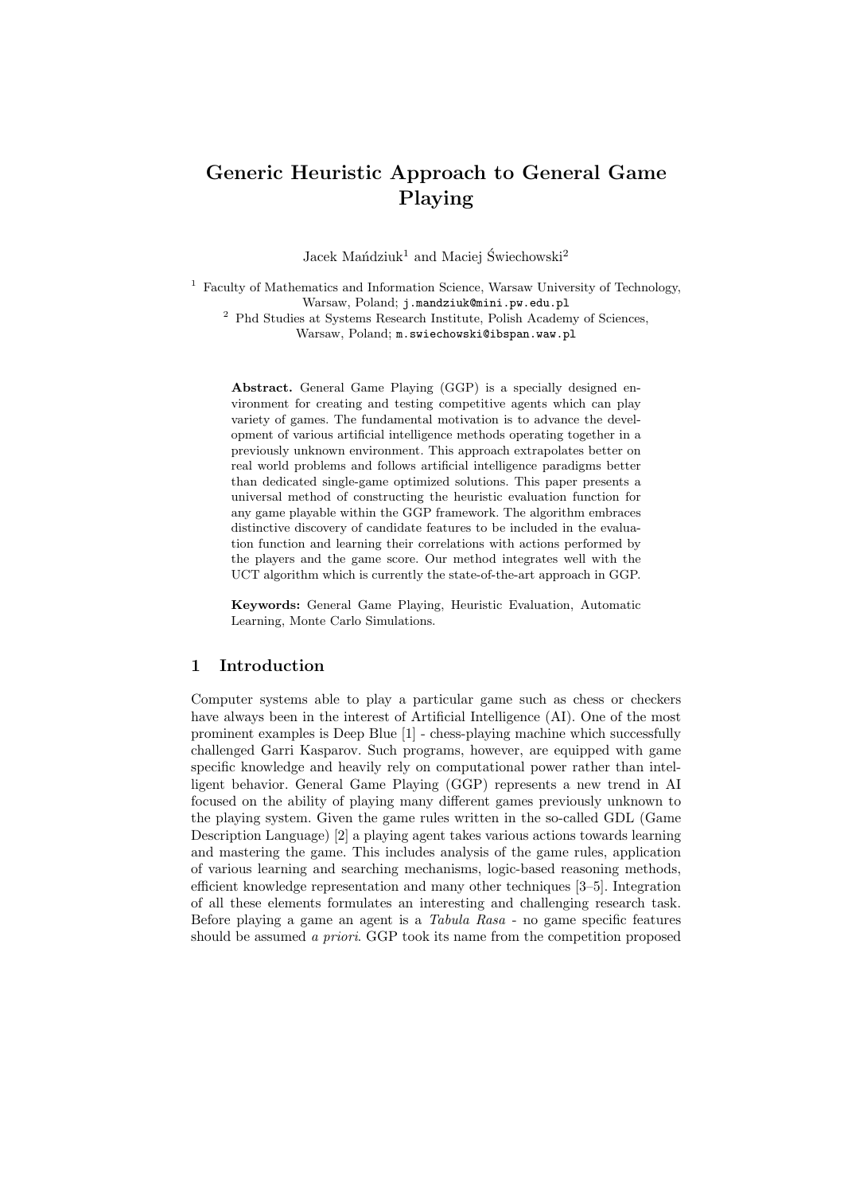# Generic Heuristic Approach to General Game Playing

Jacek Mańdziuk[1] and Maciej Świechowski[2]

[1] Faculty of Mathematics and Information Science, Warsaw University of Technology, Warsaw, Poland; j.mandziuk@mini.pw.edu.pl

[2] Phd Studies at Systems Research Institute, Polish Academy of Sciences, Warsaw, Poland; m.swiechowski@ibspan.waw.pl

**Abstract.** General Game Playing (GGP) is a specially designed environment for creating and testing competitive agents which can play variety of games. The fundamental motivation is to advance the development of various artificial intelligence methods operating together in a previously unknown environment. This approach extrapolates better on real world problems and follows artificial intelligence paradigms better than dedicated single-game optimized solutions. This paper presents a universal method of constructing the heuristic evaluation function for any game playable within the GGP framework. The algorithm embraces distinctive discovery of candidate features to be included in the evaluation function and learning their correlations with actions performed by the players and the game score. Our method integrates well with the UCT algorithm which is currently the state-of-the-art approach in GGP.

**Keywords:** General Game Playing, Heuristic Evaluation, Automatic Learning, Monte Carlo Simulations.

## 1 Introduction

Computer systems able to play a particular game such as chess or checkers have always been in the interest of Artificial Intelligence (AI). One of the most prominent examples is Deep Blue [1] - chess-playing machine which successfully challenged Garri Kasparov. Such programs, however, are equipped with game specific knowledge and heavily rely on computational power rather than intelligent behavior. General Game Playing (GGP) represents a new trend in AI focused on the ability of playing many different games previously unknown to the playing system. Given the game rules written in the so-called GDL (Game Description Language) [2] a playing agent takes various actions towards learning and mastering the game. This includes analysis of the game rules, application of various learning and searching mechanisms, logic-based reasoning methods, efficient knowledge representation and many other techniques [3–5]. Integration of all these elements formulates an interesting and challenging research task. Before playing a game an agent is a *Tabula Rasa* - no game specific features should be assumed *a priori*. GGP took its name from the competition proposed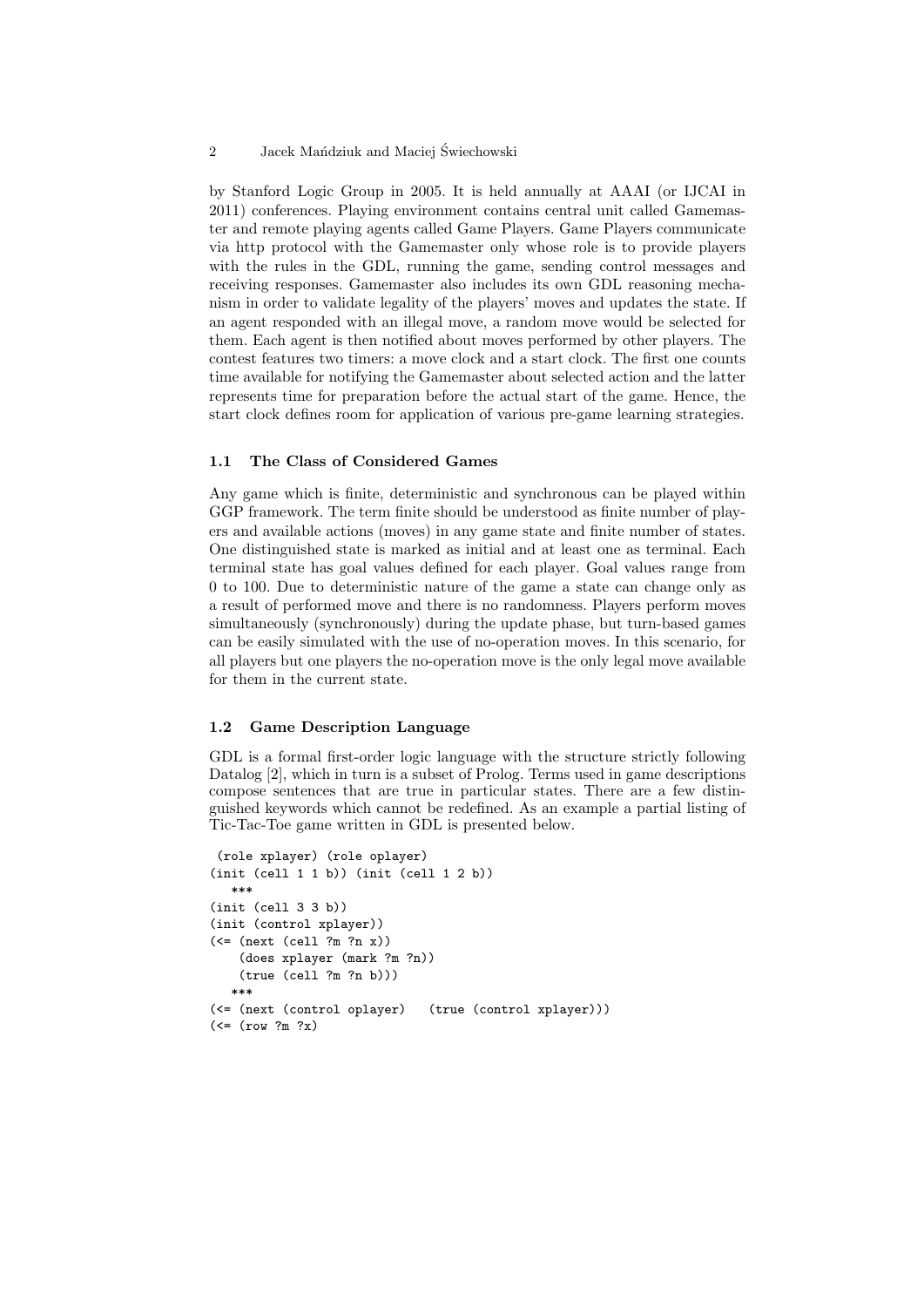by Stanford Logic Group in 2005. It is held annually at AAAI (or IJCAI in 2011) conferences. Playing environment contains central unit called Gamemaster and remote playing agents called Game Players. Game Players communicate via http protocol with the Gamemaster only whose role is to provide players with the rules in the GDL, running the game, sending control messages and receiving responses. Gamemaster also includes its own GDL reasoning mechanism in order to validate legality of the players' moves and updates the state. If an agent responded with an illegal move, a random move would be selected for them. Each agent is then notified about moves performed by other players. The contest features two timers: a move clock and a start clock. The first one counts time available for notifying the Gamemaster about selected action and the latter represents time for preparation before the actual start of the game. Hence, the start clock defines room for application of various pre-game learning strategies.

### 1.1 The Class of Considered Games

Any game which is finite, deterministic and synchronous can be played within GGP framework. The term finite should be understood as finite number of players and available actions (moves) in any game state and finite number of states. One distinguished state is marked as initial and at least one as terminal. Each terminal state has goal values defined for each player. Goal values range from 0 to 100. Due to deterministic nature of the game a state can change only as a result of performed move and there is no randomness. Players perform moves simultaneously (synchronously) during the update phase, but turn-based games can be easily simulated with the use of no-operation moves. In this scenario, for all players but one players the no-operation move is the only legal move available for them in the current state.

### 1.2 Game Description Language

GDL is a formal first-order logic language with the structure strictly following Datalog [2], which in turn is a subset of Prolog. Terms used in game descriptions compose sentences that are true in particular states. There are a few distinguished keywords which cannot be redefined. As an example a partial listing of Tic-Tac-Toe game written in GDL is presented below.

```
 (role xplayer) (role oplayer)
(init (cell 1 1 b)) (init (cell 1 2 b))
   ***
(init (cell 3 3 b))
(init (control xplayer))
(<= (next (cell ?m ?n x))
    (does xplayer (mark ?m ?n))
    (true (cell ?m ?n b)))
   ***
(<= (next (control oplayer)   (true (control xplayer)))
(<= (row ?m ?x)
```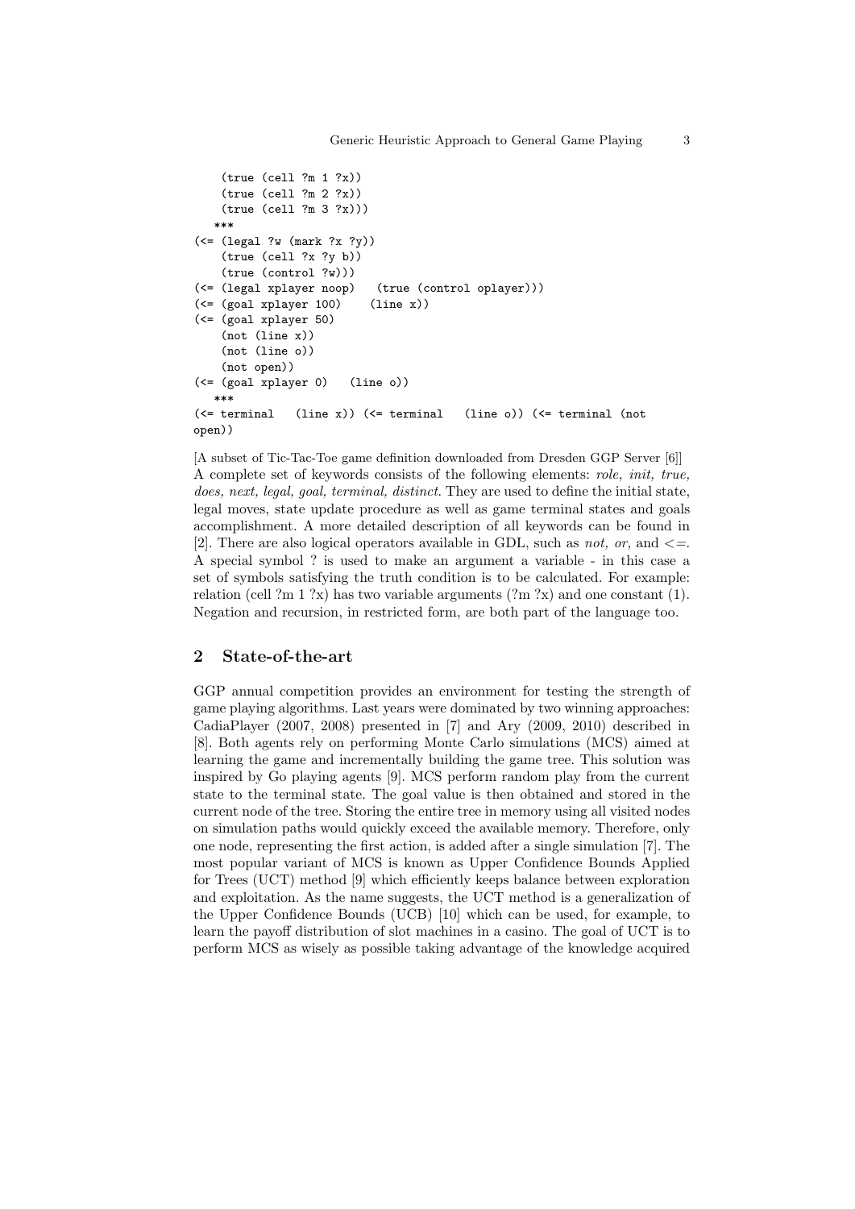```
    (true (cell ?m 1 ?x))
    (true (cell ?m 2 ?x))
    (true (cell ?m 3 ?x)))
   ***
(<= (legal ?w (mark ?x ?y))
    (true (cell ?x ?y b))
    (true (control ?w)))
(<= (legal xplayer noop)   (true (control oplayer)))
(<= (goal xplayer 100)    (line x))
(<= (goal xplayer 50)
    (not (line x))
    (not (line o))
    (not open))
(<= (goal xplayer 0)   (line o))
   ***
(<= terminal   (line x)) (<= terminal   (line o)) (<= terminal (not
open))
```

[A subset of Tic-Tac-Toe game definition downloaded from Dresden GGP Server [6]] A complete set of keywords consists of the following elements: *role, init, true, does, next, legal, goal, terminal, distinct*. They are used to define the initial state, legal moves, state update procedure as well as game terminal states and goals accomplishment. A more detailed description of all keywords can be found in [2]. There are also logical operators available in GDL, such as *not, or,* and <=. A special symbol ? is used to make an argument a variable - in this case a set of symbols satisfying the truth condition is to be calculated. For example: relation (cell ?m 1 ?x) has two variable arguments (?m ?x) and one constant (1). Negation and recursion, in restricted form, are both part of the language too.

## 2 State-of-the-art

GGP annual competition provides an environment for testing the strength of game playing algorithms. Last years were dominated by two winning approaches: CadiaPlayer (2007, 2008) presented in [7] and Ary (2009, 2010) described in [8]. Both agents rely on performing Monte Carlo simulations (MCS) aimed at learning the game and incrementally building the game tree. This solution was inspired by Go playing agents [9]. MCS perform random play from the current state to the terminal state. The goal value is then obtained and stored in the current node of the tree. Storing the entire tree in memory using all visited nodes on simulation paths would quickly exceed the available memory. Therefore, only one node, representing the first action, is added after a single simulation [7]. The most popular variant of MCS is known as Upper Confidence Bounds Applied for Trees (UCT) method [9] which efficiently keeps balance between exploration and exploitation. As the name suggests, the UCT method is a generalization of the Upper Confidence Bounds (UCB) [10] which can be used, for example, to learn the payoff distribution of slot machines in a casino. The goal of UCT is to perform MCS as wisely as possible taking advantage of the knowledge acquired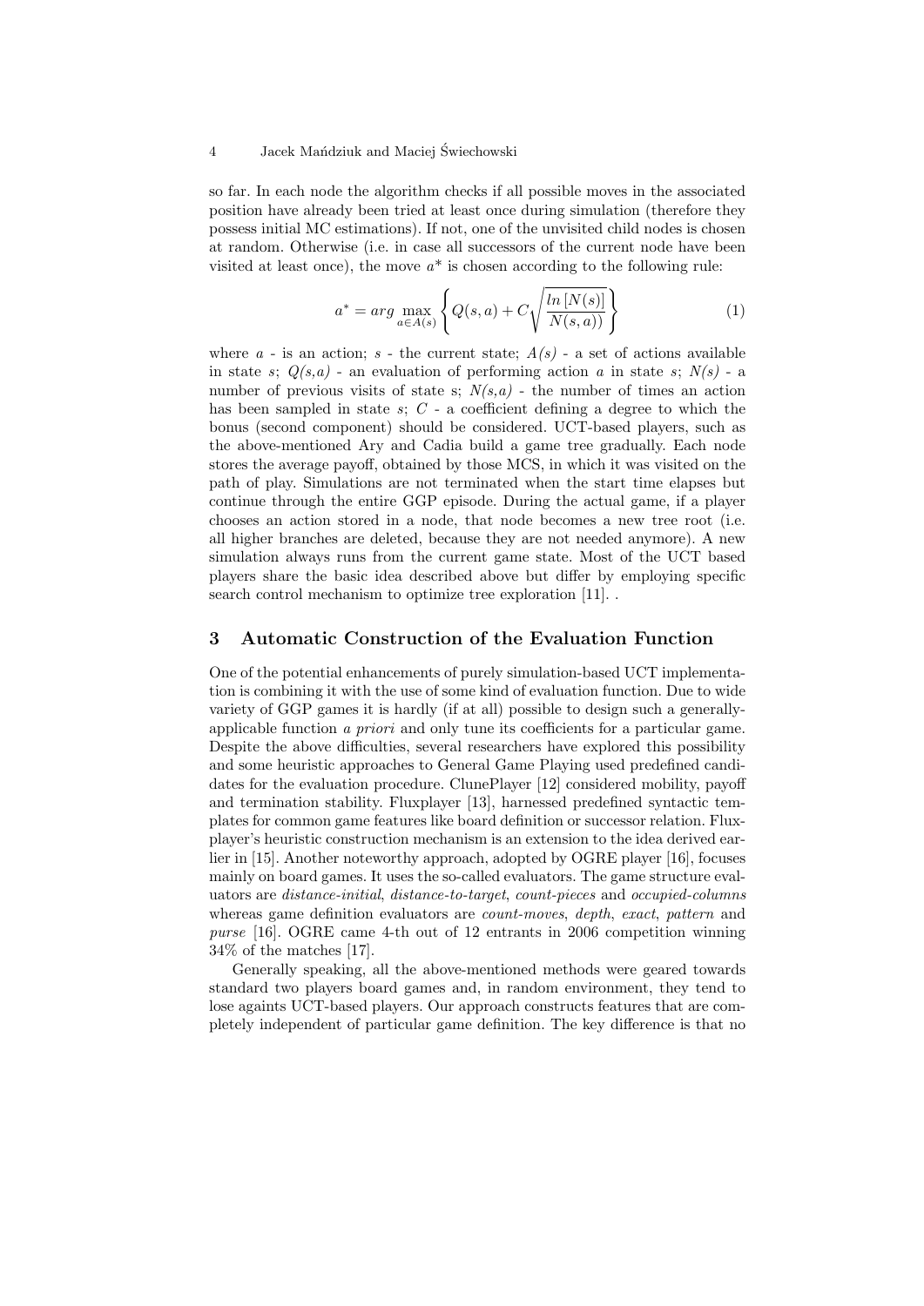so far. In each node the algorithm checks if all possible moves in the associated position have already been tried at least once during simulation (therefore they possess initial MC estimations). If not, one of the unvisited child nodes is chosen at random. Otherwise (i.e. in case all successors of the current node have been visited at least once), the move $a^*$ is chosen according to the following rule:

$$a^* = arg \max_{a \in A(s)} \left\{ Q(s,a) + C\sqrt{\frac{ln\left[N(s)\right]}{N(s,a))}} \right\} \tag{1}$$

where $a$ - is an action; $s$ - the current state; $A(s)$ - a set of actions available in state $s$; $Q(s,a)$ - an evaluation of performing action $a$ in state $s$; $N(s)$ - a number of previous visits of state s; $N(s,a)$ - the number of times an action has been sampled in state $s$; $C$ - a coefficient defining a degree to which the bonus (second component) should be considered. UCT-based players, such as the above-mentioned Ary and Cadia build a game tree gradually. Each node stores the average payoff, obtained by those MCS, in which it was visited on the path of play. Simulations are not terminated when the start time elapses but continue through the entire GGP episode. During the actual game, if a player chooses an action stored in a node, that node becomes a new tree root (i.e. all higher branches are deleted, because they are not needed anymore). A new simulation always runs from the current game state. Most of the UCT based players share the basic idea described above but differ by employing specific search control mechanism to optimize tree exploration [11]. .

## 3 Automatic Construction of the Evaluation Function

One of the potential enhancements of purely simulation-based UCT implementation is combining it with the use of some kind of evaluation function. Due to wide variety of GGP games it is hardly (if at all) possible to design such a generally-applicable function *a priori* and only tune its coefficients for a particular game. Despite the above difficulties, several researchers have explored this possibility and some heuristic approaches to General Game Playing used predefined candidates for the evaluation procedure. ClunePlayer [12] considered mobility, payoff and termination stability. Fluxplayer [13], harnessed predefined syntactic templates for common game features like board definition or successor relation. Fluxplayer's heuristic construction mechanism is an extension to the idea derived earlier in [15]. Another noteworthy approach, adopted by OGRE player [16], focuses mainly on board games. It uses the so-called evaluators. The game structure evaluators are *distance-initial*, *distance-to-target*, *count-pieces* and *occupied-columns* whereas game definition evaluators are *count-moves*, *depth*, *exact*, *pattern* and *purse* [16]. OGRE came 4-th out of 12 entrants in 2006 competition winning 34% of the matches [17].

Generally speaking, all the above-mentioned methods were geared towards standard two players board games and, in random environment, they tend to lose againts UCT-based players. Our approach constructs features that are completely independent of particular game definition. The key difference is that no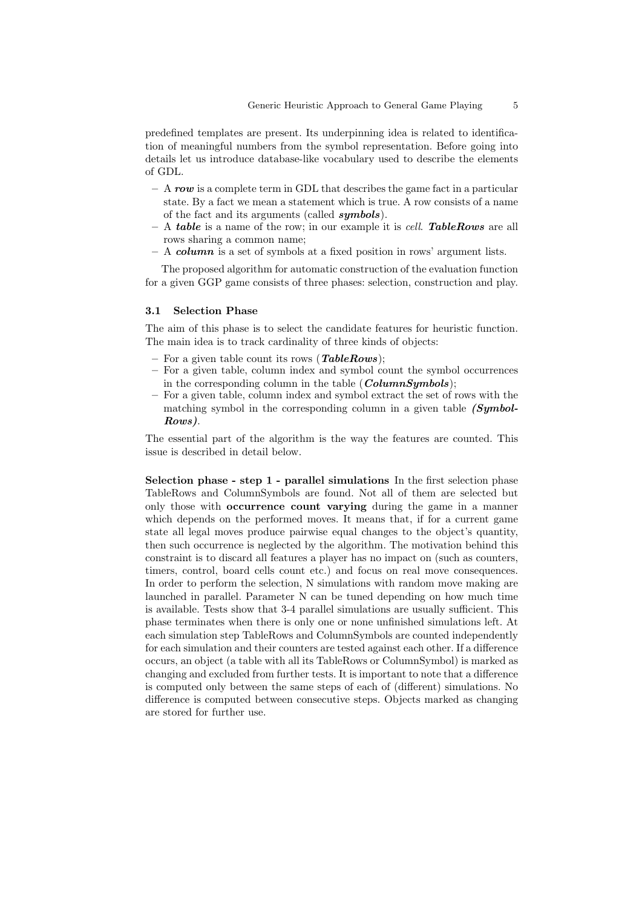predefined templates are present. Its underpinning idea is related to identification of meaningful numbers from the symbol representation. Before going into details let us introduce database-like vocabulary used to describe the elements of GDL.

- A ***row*** is a complete term in GDL that describes the game fact in a particular state. By a fact we mean a statement which is true. A row consists of a name of the fact and its arguments (called ***symbols***).
- A ***table*** is a name of the row; in our example it is *cell*. ***TableRows*** are all rows sharing a common name;
- A ***column*** is a set of symbols at a fixed position in rows' argument lists.

The proposed algorithm for automatic construction of the evaluation function for a given GGP game consists of three phases: selection, construction and play.

### 3.1 Selection Phase

The aim of this phase is to select the candidate features for heuristic function. The main idea is to track cardinality of three kinds of objects:

- For a given table count its rows (***TableRows***);
- For a given table, column index and symbol count the symbol occurrences in the corresponding column in the table (***ColumnSymbols***);
- For a given table, column index and symbol extract the set of rows with the matching symbol in the corresponding column in a given table ***(SymbolRows)***.

The essential part of the algorithm is the way the features are counted. This issue is described in detail below.

**Selection phase - step 1 - parallel simulations** In the first selection phase TableRows and ColumnSymbols are found. Not all of them are selected but only those with **occurrence count varying** during the game in a manner which depends on the performed moves. It means that, if for a current game state all legal moves produce pairwise equal changes to the object's quantity, then such occurrence is neglected by the algorithm. The motivation behind this constraint is to discard all features a player has no impact on (such as counters, timers, control, board cells count etc.) and focus on real move consequences. In order to perform the selection, N simulations with random move making are launched in parallel. Parameter N can be tuned depending on how much time is available. Tests show that 3-4 parallel simulations are usually sufficient. This phase terminates when there is only one or none unfinished simulations left. At each simulation step TableRows and ColumnSymbols are counted independently for each simulation and their counters are tested against each other. If a difference occurs, an object (a table with all its TableRows or ColumnSymbol) is marked as changing and excluded from further tests. It is important to note that a difference is computed only between the same steps of each of (different) simulations. No difference is computed between consecutive steps. Objects marked as changing are stored for further use.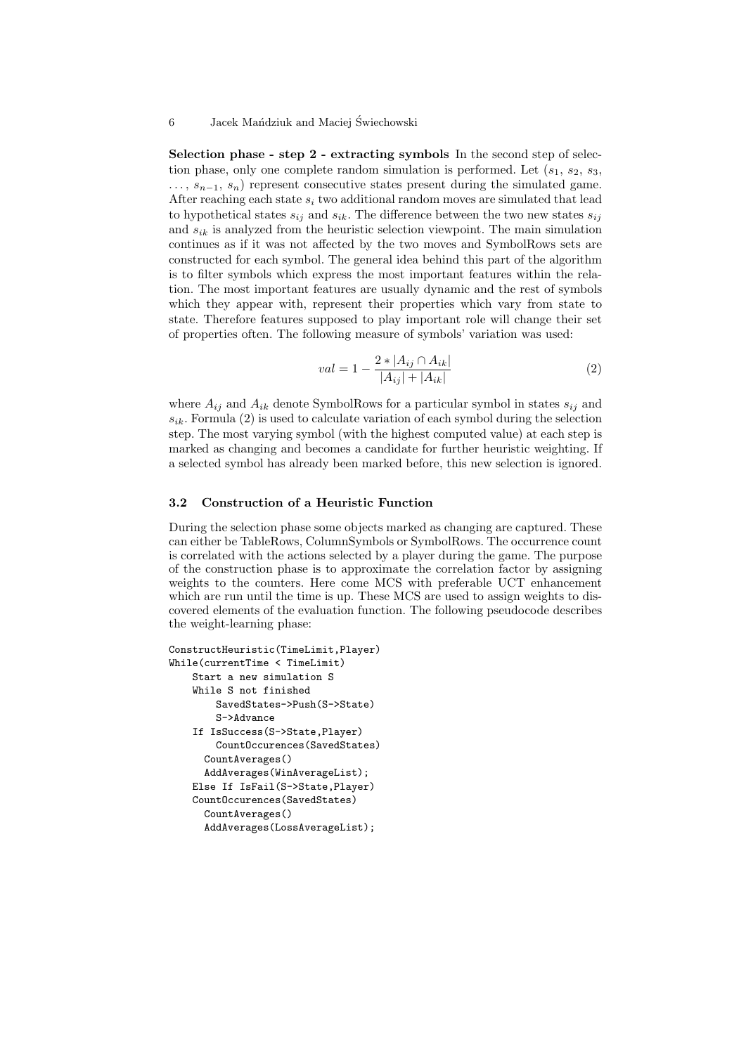**Selection phase - step 2 - extracting symbols** In the second step of selection phase, only one complete random simulation is performed. Let ($s_1$, $s_2$, $s_3$, $\ldots$, $s_{n-1}$, $s_n$) represent consecutive states present during the simulated game. After reaching each state $s_i$ two additional random moves are simulated that lead to hypothetical states $s_{ij}$ and $s_{ik}$. The difference between the two new states $s_{ij}$ and $s_{ik}$ is analyzed from the heuristic selection viewpoint. The main simulation continues as if it was not affected by the two moves and SymbolRows sets are constructed for each symbol. The general idea behind this part of the algorithm is to filter symbols which express the most important features within the relation. The most important features are usually dynamic and the rest of symbols which they appear with, represent their properties which vary from state to state. Therefore features supposed to play important role will change their set of properties often. The following measure of symbols' variation was used:

$$val = 1 - \frac{2 * |A_{ij} \cap A_{ik}|}{|A_{ij}| + |A_{ik}|} \tag{2}$$

where $A_{ij}$ and $A_{ik}$ denote SymbolRows for a particular symbol in states $s_{ij}$ and $s_{ik}$. Formula (2) is used to calculate variation of each symbol during the selection step. The most varying symbol (with the highest computed value) at each step is marked as changing and becomes a candidate for further heuristic weighting. If a selected symbol has already been marked before, this new selection is ignored.

### 3.2 Construction of a Heuristic Function

During the selection phase some objects marked as changing are captured. These can either be TableRows, ColumnSymbols or SymbolRows. The occurrence count is correlated with the actions selected by a player during the game. The purpose of the construction phase is to approximate the correlation factor by assigning weights to the counters. Here come MCS with preferable UCT enhancement which are run until the time is up. These MCS are used to assign weights to discovered elements of the evaluation function. The following pseudocode describes the weight-learning phase:

```
ConstructHeuristic(TimeLimit,Player)
While(currentTime < TimeLimit)
    Start a new simulation S
    While S not finished
        SavedStates->Push(S->State)
        S->Advance
    If IsSuccess(S->State,Player)
        CountOccurences(SavedStates)
      CountAverages()
      AddAverages(WinAverageList);
    Else If IsFail(S->State,Player)
    CountOccurences(SavedStates)
      CountAverages()
      AddAverages(LossAverageList);
```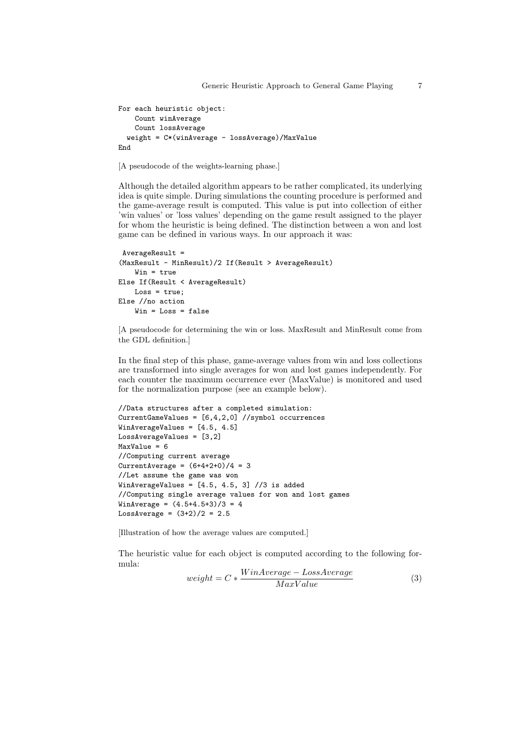```
For each heuristic object:
    Count winAverage
    Count lossAverage
  weight = C*(winAverage - lossAverage)/MaxValue
End
```

[A pseudocode of the weights-learning phase.]

Although the detailed algorithm appears to be rather complicated, its underlying idea is quite simple. During simulations the counting procedure is performed and the game-average result is computed. This value is put into collection of either 'win values' or 'loss values' depending on the game result assigned to the player for whom the heuristic is being defined. The distinction between a won and lost game can be defined in various ways. In our approach it was:

```
 AverageResult =
(MaxResult - MinResult)/2 If(Result > AverageResult)
    Win = true
Else If(Result < AverageResult)
    Loss = true;
Else //no action
    Win = Loss = false
```

[A pseudocode for determining the win or loss. MaxResult and MinResult come from the GDL definition.]

In the final step of this phase, game-average values from win and loss collections are transformed into single averages for won and lost games independently. For each counter the maximum occurrence ever (MaxValue) is monitored and used for the normalization purpose (see an example below).

```
//Data structures after a completed simulation:
CurrentGameValues = [6,4,2,0] //symbol occurrences
WinAverageValues = [4.5, 4.5]
LossAverageValues = [3,2]
MaxValue = 6
//Computing current average
CurrentAverage = (6+4+2+0)/4 = 3
//Let assume the game was won
WinAverageValues = [4.5, 4.5, 3] //3 is added
//Computing single average values for won and lost games
WinAverage = (4.5+4.5+3)/3 = 4
LossAverage = (3+2)/2 = 2.5
```

[Illustration of how the average values are computed.]

The heuristic value for each object is computed according to the following formula:

$$weight = C * \frac{WinAverage - LossAverage}{MaxValue} \tag{3}$$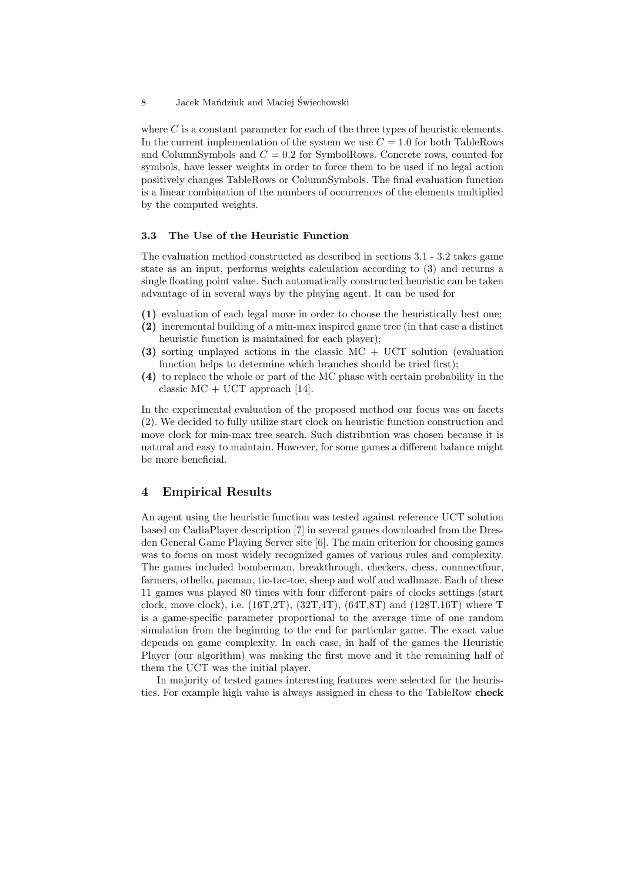where $C$ is a constant parameter for each of the three types of heuristic elements. In the current implementation of the system we use $C = 1.0$ for both TableRows and ColumnSymbols and $C = 0.2$ for SymbolRows. Concrete rows, counted for symbols, have lesser weights in order to force them to be used if no legal action positively changes TableRows or ColumnSymbols. The final evaluation function is a linear combination of the numbers of occurrences of the elements multiplied by the computed weights.

### 3.3 The Use of the Heuristic Function

The evaluation method constructed as described in sections 3.1 - 3.2 takes game state as an input, performs weights calculation according to (3) and returns a single floating point value. Such automatically constructed heuristic can be taken advantage of in several ways by the playing agent. It can be used for

**(1)** evaluation of each legal move in order to choose the heuristically best one;
**(2)** incremental building of a min-max inspired game tree (in that case a distinct heuristic function is maintained for each player);
**(3)** sorting unplayed actions in the classic MC + UCT solution (evaluation function helps to determine which branches should be tried first);
**(4)** to replace the whole or part of the MC phase with certain probability in the classic MC + UCT approach [14].

In the experimental evaluation of the proposed method our focus was on facets (2). We decided to fully utilize start clock on heuristic function construction and move clock for min-max tree search. Such distribution was chosen because it is natural and easy to maintain. However, for some games a different balance might be more beneficial.

## 4 Empirical Results

An agent using the heuristic function was tested against reference UCT solution based on CadiaPlayer description [7] in several games downloaded from the Dresden General Game Playing Server site [6]. The main criterion for choosing games was to focus on most widely recognized games of various rules and complexity. The games included bomberman, breakthrough, checkers, chess, connnectfour, farmers, othello, pacman, tic-tac-toe, sheep and wolf and wallmaze. Each of these 11 games was played 80 times with four different pairs of clocks settings (start clock, move clock), i.e. (16T,2T), (32T,4T), (64T,8T) and (128T,16T) where T is a game-specific parameter proportional to the average time of one random simulation from the beginning to the end for particular game. The exact value depends on game complexity. In each case, in half of the games the Heuristic Player (our algorithm) was making the first move and it the remaining half of them the UCT was the initial player.

In majority of tested games interesting features were selected for the heuristics. For example high value is always assigned in chess to the TableRow **check**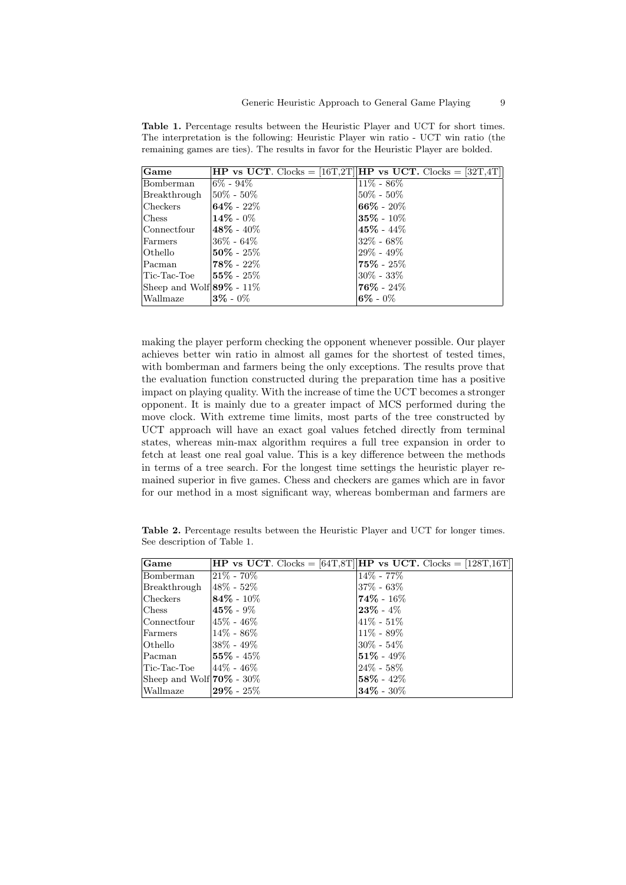**Table 1.** Percentage results between the Heuristic Player and UCT for short times. The interpretation is the following: Heuristic Player win ratio - UCT win ratio (the remaining games are ties). The results in favor for the Heuristic Player are bolded.

| Game | **HP vs UCT**. Clocks = [16T,2T] | **HP vs UCT.** Clocks = [32T,4T] |
|---|---|---|
| Bomberman | 6% - 94% | 11% - 86% |
| Breakthrough | 50% - 50% | 50% - 50% |
| Checkers | **64%** - 22% | **66%** - 20% |
| Chess | **14%** - 0% | **35%** - 10% |
| Connectfour | **48%** - 40% | **45%** - 44% |
| Farmers | 36% - 64% | 32% - 68% |
| Othello | **50%** - 25% | 29% - 49% |
| Pacman | **78%** - 22% | **75%** - 25% |
| Tic-Tac-Toe | **55%** - 25% | 30% - 33% |
| Sheep and Wolf | **89%** - 11% | **76%** - 24% |
| Wallmaze | **3%** - 0% | **6%** - 0% |

making the player perform checking the opponent whenever possible. Our player achieves better win ratio in almost all games for the shortest of tested times, with bomberman and farmers being the only exceptions. The results prove that the evaluation function constructed during the preparation time has a positive impact on playing quality. With the increase of time the UCT becomes a stronger opponent. It is mainly due to a greater impact of MCS performed during the move clock. With extreme time limits, most parts of the tree constructed by UCT approach will have an exact goal values fetched directly from terminal states, whereas min-max algorithm requires a full tree expansion in order to fetch at least one real goal value. This is a key difference between the methods in terms of a tree search. For the longest time settings the heuristic player remained superior in five games. Chess and checkers are games which are in favor for our method in a most significant way, whereas bomberman and farmers are

**Table 2.** Percentage results between the Heuristic Player and UCT for longer times. See description of Table 1.

| Game | **HP vs UCT**. Clocks = [64T,8T] | **HP vs UCT.** Clocks = [128T,16T] |
|---|---|---|
| Bomberman | 21% - 70% | 14% - 77% |
| Breakthrough | 48% - 52% | 37% - 63% |
| Checkers | **84%** - 10% | **74%** - 16% |
| Chess | **45%** - 9% | **23%** - 4% |
| Connectfour | 45% - 46% | 41% - 51% |
| Farmers | 14% - 86% | 11% - 89% |
| Othello | 38% - 49% | 30% - 54% |
| Pacman | **55%** - 45% | **51%** - 49% |
| Tic-Tac-Toe | 44% - 46% | 24% - 58% |
| Sheep and Wolf | **70%** - 30% | **58%** - 42% |
| Wallmaze | **29%** - 25% | **34%** - 30% |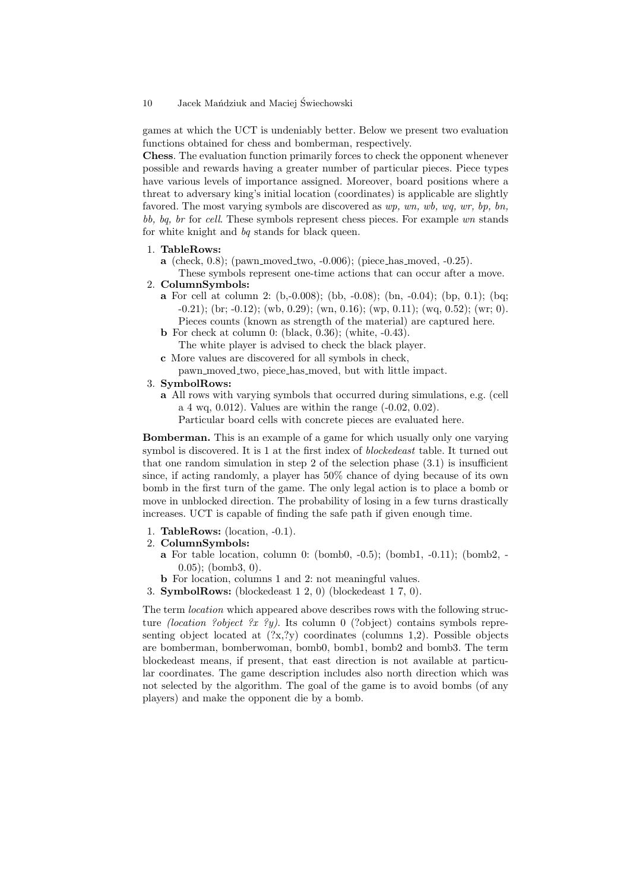games at which the UCT is undeniably better. Below we present two evaluation functions obtained for chess and bomberman, respectively.

**Chess**. The evaluation function primarily forces to check the opponent whenever possible and rewards having a greater number of particular pieces. Piece types have various levels of importance assigned. Moreover, board positions where a threat to adversary king's initial location (coordinates) is applicable are slightly favored. The most varying symbols are discovered as *wp, wn, wb, wq, wr, bp, bn, bb, bq, br* for *cell*. These symbols represent chess pieces. For example *wn* stands for white knight and *bq* stands for black queen.

1. **TableRows:**
   **a** (check, 0.8); (pawn_moved_two, -0.006); (piece_has_moved, -0.25).
   These symbols represent one-time actions that can occur after a move.
2. **ColumnSymbols:**
   **a** For cell at column 2: (b,-0.008); (bb, -0.08); (bn, -0.04); (bp, 0.1); (bq; -0.21); (br; -0.12); (wb, 0.29); (wn, 0.16); (wp, 0.11); (wq, 0.52); (wr; 0).
   Pieces counts (known as strength of the material) are captured here.
   **b** For check at column 0: (black, 0.36); (white, -0.43).
   The white player is advised to check the black player.
   **c** More values are discovered for all symbols in check, pawn_moved_two, piece_has_moved, but with little impact.
3. **SymbolRows:**
   **a** All rows with varying symbols that occurred during simulations, e.g. (cell a 4 wq, 0.012). Values are within the range (-0.02, 0.02).
   Particular board cells with concrete pieces are evaluated here.

**Bomberman.** This is an example of a game for which usually only one varying symbol is discovered. It is 1 at the first index of *blockedeast* table. It turned out that one random simulation in step 2 of the selection phase (3.1) is insufficient since, if acting randomly, a player has 50% chance of dying because of its own bomb in the first turn of the game. The only legal action is to place a bomb or move in unblocked direction. The probability of losing in a few turns drastically increases. UCT is capable of finding the safe path if given enough time.

1. **TableRows:** (location, -0.1).
2. **ColumnSymbols:**
   **a** For table location, column 0: (bomb0, -0.5); (bomb1, -0.11); (bomb2, -0.05); (bomb3, 0).
   **b** For location, columns 1 and 2: not meaningful values.
3. **SymbolRows:** (blockedeast 1 2, 0) (blockedeast 1 7, 0).

The term *location* which appeared above describes rows with the following structure *(location ?object ?x ?y)*. Its column 0 (?object) contains symbols representing object located at (?x,?y) coordinates (columns 1,2). Possible objects are bomberman, bomberwoman, bomb0, bomb1, bomb2 and bomb3. The term blockedeast means, if present, that east direction is not available at particular coordinates. The game description includes also north direction which was not selected by the algorithm. The goal of the game is to avoid bombs (of any players) and make the opponent die by a bomb.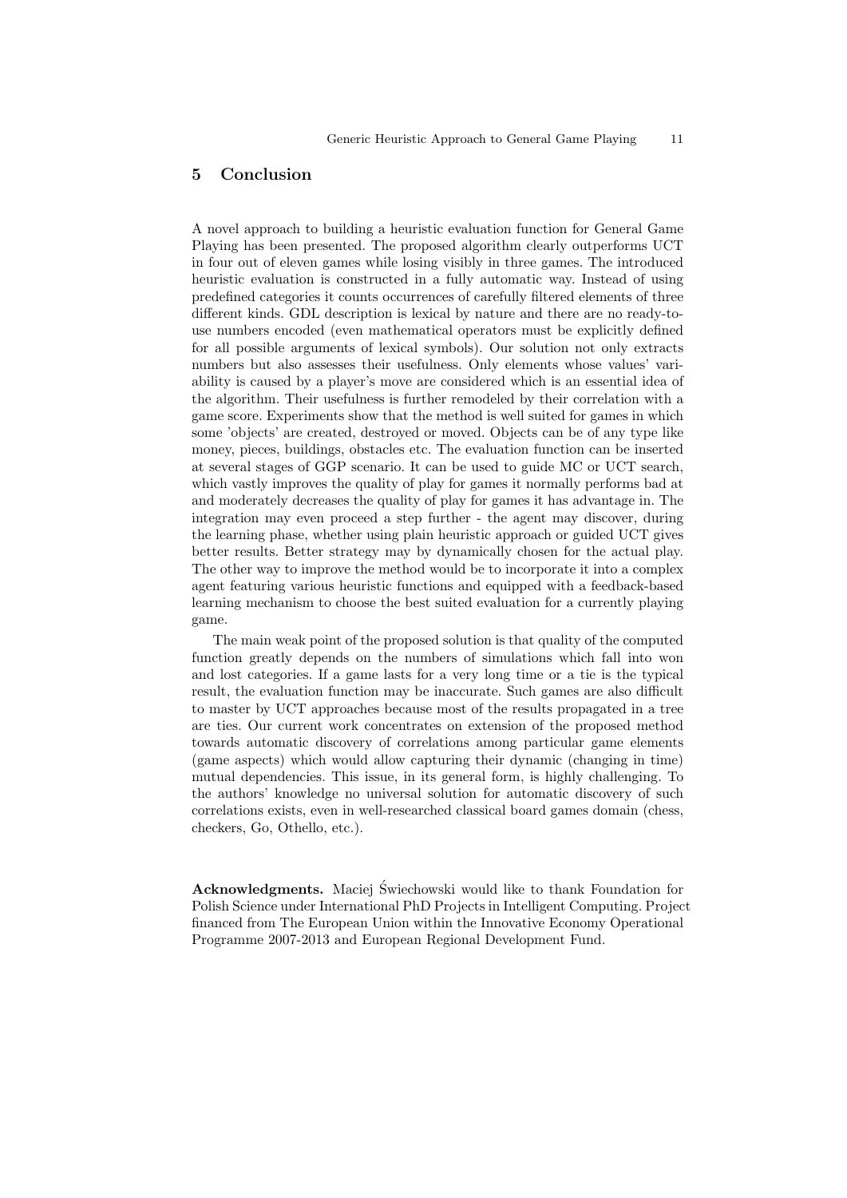## 5 Conclusion

A novel approach to building a heuristic evaluation function for General Game Playing has been presented. The proposed algorithm clearly outperforms UCT in four out of eleven games while losing visibly in three games. The introduced heuristic evaluation is constructed in a fully automatic way. Instead of using predefined categories it counts occurrences of carefully filtered elements of three different kinds. GDL description is lexical by nature and there are no ready-to-use numbers encoded (even mathematical operators must be explicitly defined for all possible arguments of lexical symbols). Our solution not only extracts numbers but also assesses their usefulness. Only elements whose values' variability is caused by a player's move are considered which is an essential idea of the algorithm. Their usefulness is further remodeled by their correlation with a game score. Experiments show that the method is well suited for games in which some 'objects' are created, destroyed or moved. Objects can be of any type like money, pieces, buildings, obstacles etc. The evaluation function can be inserted at several stages of GGP scenario. It can be used to guide MC or UCT search, which vastly improves the quality of play for games it normally performs bad at and moderately decreases the quality of play for games it has advantage in. The integration may even proceed a step further - the agent may discover, during the learning phase, whether using plain heuristic approach or guided UCT gives better results. Better strategy may by dynamically chosen for the actual play. The other way to improve the method would be to incorporate it into a complex agent featuring various heuristic functions and equipped with a feedback-based learning mechanism to choose the best suited evaluation for a currently playing game.

The main weak point of the proposed solution is that quality of the computed function greatly depends on the numbers of simulations which fall into won and lost categories. If a game lasts for a very long time or a tie is the typical result, the evaluation function may be inaccurate. Such games are also difficult to master by UCT approaches because most of the results propagated in a tree are ties. Our current work concentrates on extension of the proposed method towards automatic discovery of correlations among particular game elements (game aspects) which would allow capturing their dynamic (changing in time) mutual dependencies. This issue, in its general form, is highly challenging. To the authors' knowledge no universal solution for automatic discovery of such correlations exists, even in well-researched classical board games domain (chess, checkers, Go, Othello, etc.).

**Acknowledgments.** Maciej Świechowski would like to thank Foundation for Polish Science under International PhD Projects in Intelligent Computing. Project financed from The European Union within the Innovative Economy Operational Programme 2007-2013 and European Regional Development Fund.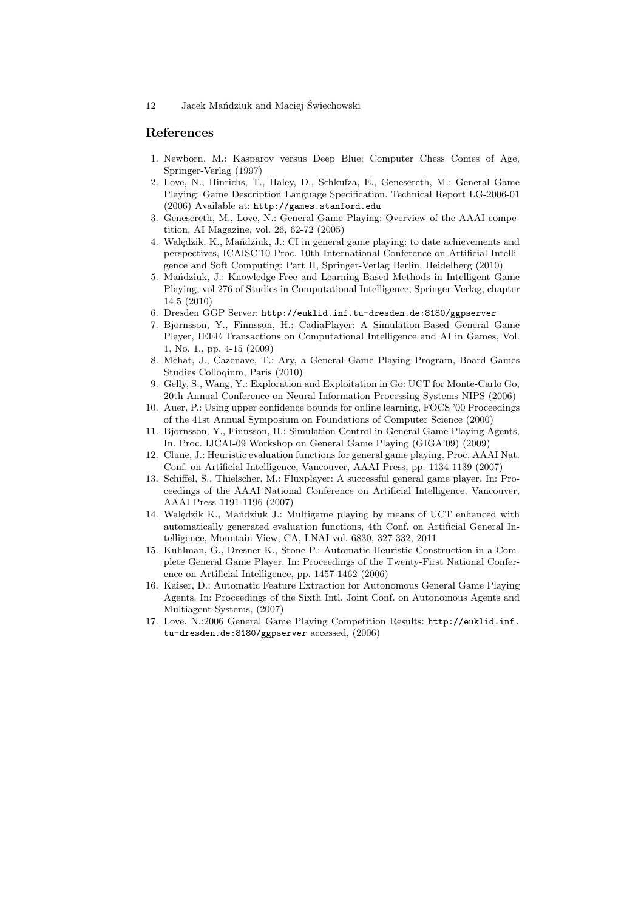## References

1. Newborn, M.: Kasparov versus Deep Blue: Computer Chess Comes of Age, Springer-Verlag (1997)
2. Love, N., Hinrichs, T., Haley, D., Schkufza, E., Genesereth, M.: General Game Playing: Game Description Language Specification. Technical Report LG-2006-01 (2006) Available at: http://games.stanford.edu
3. Genesereth, M., Love, N.: General Game Playing: Overview of the AAAI competition, AI Magazine, vol. 26, 62-72 (2005)
4. Walędzik, K., Mańdziuk, J.: CI in general game playing: to date achievements and perspectives, ICAISC'10 Proc. 10th International Conference on Artificial Intelligence and Soft Computing: Part II, Springer-Verlag Berlin, Heidelberg (2010)
5. Mańdziuk, J.: Knowledge-Free and Learning-Based Methods in Intelligent Game Playing, vol 276 of Studies in Computational Intelligence, Springer-Verlag, chapter 14.5 (2010)
6. Dresden GGP Server: http://euklid.inf.tu-dresden.de:8180/ggpserver
7. Bjornsson, Y., Finnsson, H.: CadiaPlayer: A Simulation-Based General Game Player, IEEE Transactions on Computational Intelligence and AI in Games, Vol. 1, No. 1., pp. 4-15 (2009)
8. Mėhat, J., Cazenave, T.: Ary, a General Game Playing Program, Board Games Studies Colloqium, Paris (2010)
9. Gelly, S., Wang, Y.: Exploration and Exploitation in Go: UCT for Monte-Carlo Go, 20th Annual Conference on Neural Information Processing Systems NIPS (2006)
10. Auer, P.: Using upper confidence bounds for online learning, FOCS '00 Proceedings of the 41st Annual Symposium on Foundations of Computer Science (2000)
11. Bjornsson, Y., Finnsson, H.: Simulation Control in General Game Playing Agents, In. Proc. IJCAI-09 Workshop on General Game Playing (GIGA'09) (2009)
12. Clune, J.: Heuristic evaluation functions for general game playing. Proc. AAAI Nat. Conf. on Artificial Intelligence, Vancouver, AAAI Press, pp. 1134-1139 (2007)
13. Schiffel, S., Thielscher, M.: Fluxplayer: A successful general game player. In: Proceedings of the AAAI National Conference on Artificial Intelligence, Vancouver, AAAI Press 1191-1196 (2007)
14. Walędzik K., Mańdziuk J.: Multigame playing by means of UCT enhanced with automatically generated evaluation functions, 4th Conf. on Artificial General Intelligence, Mountain View, CA, LNAI vol. 6830, 327-332, 2011
15. Kuhlman, G., Dresner K., Stone P.: Automatic Heuristic Construction in a Complete General Game Player. In: Proceedings of the Twenty-First National Conference on Artificial Intelligence, pp. 1457-1462 (2006)
16. Kaiser, D.: Automatic Feature Extraction for Autonomous General Game Playing Agents. In: Proceedings of the Sixth Intl. Joint Conf. on Autonomous Agents and Multiagent Systems, (2007)
17. Love, N.:2006 General Game Playing Competition Results: http://euklid.inf.tu-dresden.de:8180/ggpserver accessed, (2006)